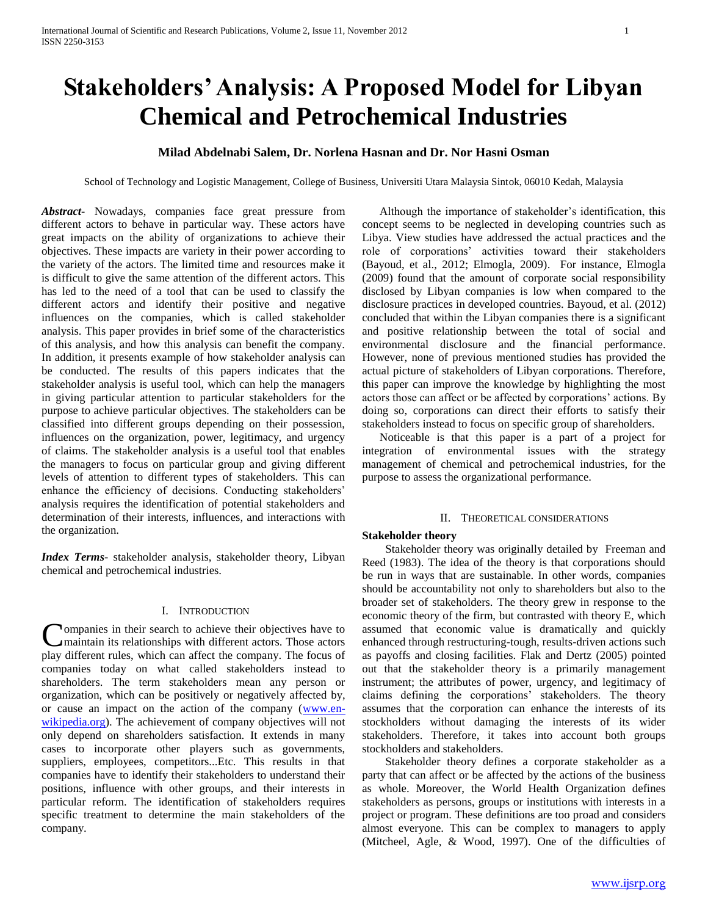# Stakeholders' Analysis: A Proposed Model for Libyan Chemical and Petrochemical Industries

**Milad Abdelnabi Salem, Dr. Norlena Hasnan and Dr. Nor Hasni Osman**

School of Technology and Logistic Management, College of Business, Universiti Utara Malaysia Sintok, 06010 Kedah, Malaysia

***Abstract***- Nowadays, companies face great pressure from different actors to behave in particular way. These actors have great impacts on the ability of organizations to achieve their objectives. These impacts are variety in their power according to the variety of the actors. The limited time and resources make it is difficult to give the same attention of the different actors. This has led to the need of a tool that can be used to classify the different actors and identify their positive and negative influences on the companies, which is called stakeholder analysis. This paper provides in brief some of the characteristics of this analysis, and how this analysis can benefit the company. In addition, it presents example of how stakeholder analysis can be conducted. The results of this papers indicates that the stakeholder analysis is useful tool, which can help the managers in giving particular attention to particular stakeholders for the purpose to achieve particular objectives. The stakeholders can be classified into different groups depending on their possession, influences on the organization, power, legitimacy, and urgency of claims. The stakeholder analysis is a useful tool that enables the managers to focus on particular group and giving different levels of attention to different types of stakeholders. This can enhance the efficiency of decisions. Conducting stakeholders' analysis requires the identification of potential stakeholders and determination of their interests, influences, and interactions with the organization.

***Index Terms***- stakeholder analysis, stakeholder theory, Libyan chemical and petrochemical industries.

## I. Introduction

Companies in their search to achieve their objectives have to maintain its relationships with different actors. Those actors play different rules, which can affect the company. The focus of companies today on what called stakeholders instead to shareholders. The term stakeholders mean any person or organization, which can be positively or negatively affected by, or cause an impact on the action of the company (www.en-wikipedia.org). The achievement of company objectives will not only depend on shareholders satisfaction. It extends in many cases to incorporate other players such as governments, suppliers, employees, competitors...Etc. This results in that companies have to identify their stakeholders to understand their positions, influence with other groups, and their interests in particular reform. The identification of stakeholders requires specific treatment to determine the main stakeholders of the company.

Although the importance of stakeholder's identification, this concept seems to be neglected in developing countries such as Libya. View studies have addressed the actual practices and the role of corporations' activities toward their stakeholders (Bayoud, et al., 2012; Elmogla, 2009). For instance, Elmogla (2009) found that the amount of corporate social responsibility disclosed by Libyan companies is low when compared to the disclosure practices in developed countries. Bayoud, et al. (2012) concluded that within the Libyan companies there is a significant and positive relationship between the total of social and environmental disclosure and the financial performance. However, none of previous mentioned studies has provided the actual picture of stakeholders of Libyan corporations. Therefore, this paper can improve the knowledge by highlighting the most actors those can affect or be affected by corporations' actions. By doing so, corporations can direct their efforts to satisfy their stakeholders instead to focus on specific group of shareholders.

Noticeable is that this paper is a part of a project for integration of environmental issues with the strategy management of chemical and petrochemical industries, for the purpose to assess the organizational performance.

## II. Theoretical considerations

### Stakeholder theory

Stakeholder theory was originally detailed by Freeman and Reed (1983). The idea of the theory is that corporations should be run in ways that are sustainable. In other words, companies should be accountability not only to shareholders but also to the broader set of stakeholders. The theory grew in response to the economic theory of the firm, but contrasted with theory E, which assumed that economic value is dramatically and quickly enhanced through restructuring-tough, results-driven actions such as payoffs and closing facilities. Flak and Dertz (2005) pointed out that the stakeholder theory is a primarily management instrument; the attributes of power, urgency, and legitimacy of claims defining the corporations' stakeholders. The theory assumes that the corporation can enhance the interests of its stockholders without damaging the interests of its wider stakeholders. Therefore, it takes into account both groups stockholders and stakeholders.

Stakeholder theory defines a corporate stakeholder as a party that can affect or be affected by the actions of the business as whole. Moreover, the World Health Organization defines stakeholders as persons, groups or institutions with interests in a project or program. These definitions are too proad and considers almost everyone. This can be complex to managers to apply (Mitcheel, Agle, & Wood, 1997). One of the difficulties of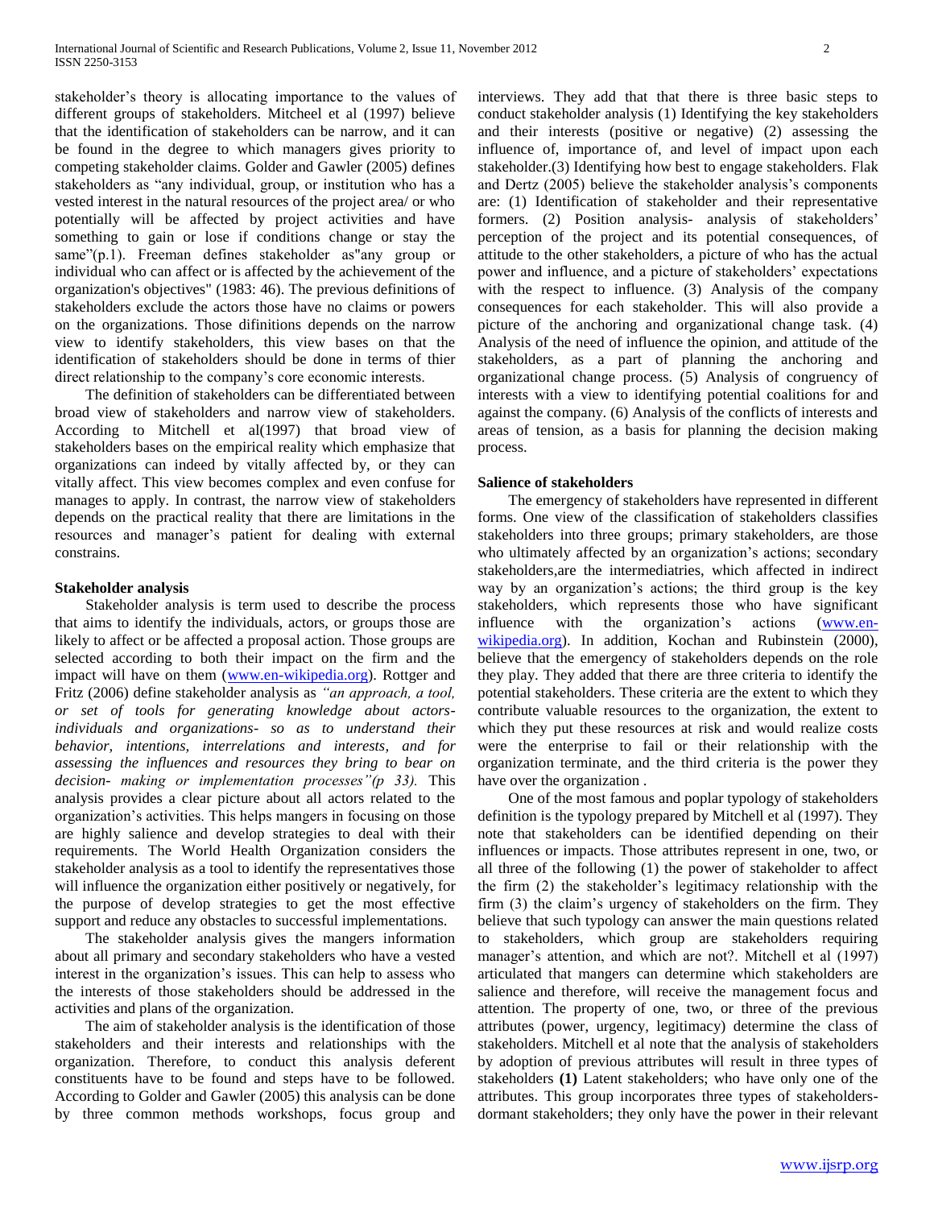stakeholder's theory is allocating importance to the values of different groups of stakeholders. Mitcheel et al (1997) believe that the identification of stakeholders can be narrow, and it can be found in the degree to which managers gives priority to competing stakeholder claims. Golder and Gawler (2005) defines stakeholders as "any individual, group, or institution who has a vested interest in the natural resources of the project area/ or who potentially will be affected by project activities and have something to gain or lose if conditions change or stay the same"(p.1). Freeman defines stakeholder as"any group or individual who can affect or is affected by the achievement of the organization's objectives" (1983: 46). The previous definitions of stakeholders exclude the actors those have no claims or powers on the organizations. Those difinitions depends on the narrow view to identify stakeholders, this view bases on that the identification of stakeholders should be done in terms of thier direct relationship to the company's core economic interests.

The definition of stakeholders can be differentiated between broad view of stakeholders and narrow view of stakeholders. According to Mitchell et al(1997) that broad view of stakeholders bases on the empirical reality which emphasize that organizations can indeed by vitally affected by, or they can vitally affect. This view becomes complex and even confuse for manages to apply. In contrast, the narrow view of stakeholders depends on the practical reality that there are limitations in the resources and manager's patient for dealing with external constrains.

## Stakeholder analysis

Stakeholder analysis is term used to describe the process that aims to identify the individuals, actors, or groups those are likely to affect or be affected a proposal action. Those groups are selected according to both their impact on the firm and the impact will have on them (www.en-wikipedia.org). Rottger and Fritz (2006) define stakeholder analysis as *"an approach, a tool, or set of tools for generating knowledge about actors- individuals and organizations- so as to understand their behavior, intentions, interrelations and interests, and for assessing the influences and resources they bring to bear on decision- making or implementation processes"(p 33).* This analysis provides a clear picture about all actors related to the organization's activities. This helps mangers in focusing on those are highly salience and develop strategies to deal with their requirements. The World Health Organization considers the stakeholder analysis as a tool to identify the representatives those will influence the organization either positively or negatively, for the purpose of develop strategies to get the most effective support and reduce any obstacles to successful implementations.

The stakeholder analysis gives the mangers information about all primary and secondary stakeholders who have a vested interest in the organization's issues. This can help to assess who the interests of those stakeholders should be addressed in the activities and plans of the organization.

The aim of stakeholder analysis is the identification of those stakeholders and their interests and relationships with the organization. Therefore, to conduct this analysis deferent constituents have to be found and steps have to be followed. According to Golder and Gawler (2005) this analysis can be done by three common methods workshops, focus group and interviews. They add that that there is three basic steps to conduct stakeholder analysis (1) Identifying the key stakeholders and their interests (positive or negative) (2) assessing the influence of, importance of, and level of impact upon each stakeholder.(3) Identifying how best to engage stakeholders. Flak and Dertz (2005) believe the stakeholder analysis's components are: (1) Identification of stakeholder and their representative formers. (2) Position analysis- analysis of stakeholders' perception of the project and its potential consequences, of attitude to the other stakeholders, a picture of who has the actual power and influence, and a picture of stakeholders' expectations with the respect to influence. (3) Analysis of the company consequences for each stakeholder. This will also provide a picture of the anchoring and organizational change task. (4) Analysis of the need of influence the opinion, and attitude of the stakeholders, as a part of planning the anchoring and organizational change process. (5) Analysis of congruency of interests with a view to identifying potential coalitions for and against the company. (6) Analysis of the conflicts of interests and areas of tension, as a basis for planning the decision making process.

## Salience of stakeholders

The emergency of stakeholders have represented in different forms. One view of the classification of stakeholders classifies stakeholders into three groups; primary stakeholders, are those who ultimately affected by an organization's actions; secondary stakeholders,are the intermediatries, which affected in indirect way by an organization's actions; the third group is the key stakeholders, which represents those who have significant influence with the organization's actions (www.en-wikipedia.org). In addition, Kochan and Rubinstein (2000), believe that the emergency of stakeholders depends on the role they play. They added that there are three criteria to identify the potential stakeholders. These criteria are the extent to which they contribute valuable resources to the organization, the extent to which they put these resources at risk and would realize costs were the enterprise to fail or their relationship with the organization terminate, and the third criteria is the power they have over the organization .

One of the most famous and poplar typology of stakeholders definition is the typology prepared by Mitchell et al (1997). They note that stakeholders can be identified depending on their influences or impacts. Those attributes represent in one, two, or all three of the following (1) the power of stakeholder to affect the firm (2) the stakeholder's legitimacy relationship with the firm (3) the claim's urgency of stakeholders on the firm. They believe that such typology can answer the main questions related to stakeholders, which group are stakeholders requiring manager's attention, and which are not?. Mitchell et al (1997) articulated that mangers can determine which stakeholders are salience and therefore, will receive the management focus and attention. The property of one, two, or three of the previous attributes (power, urgency, legitimacy) determine the class of stakeholders. Mitchell et al note that the analysis of stakeholders by adoption of previous attributes will result in three types of stakeholders **(1)** Latent stakeholders; who have only one of the attributes. This group incorporates three types of stakeholders- dormant stakeholders; they only have the power in their relevant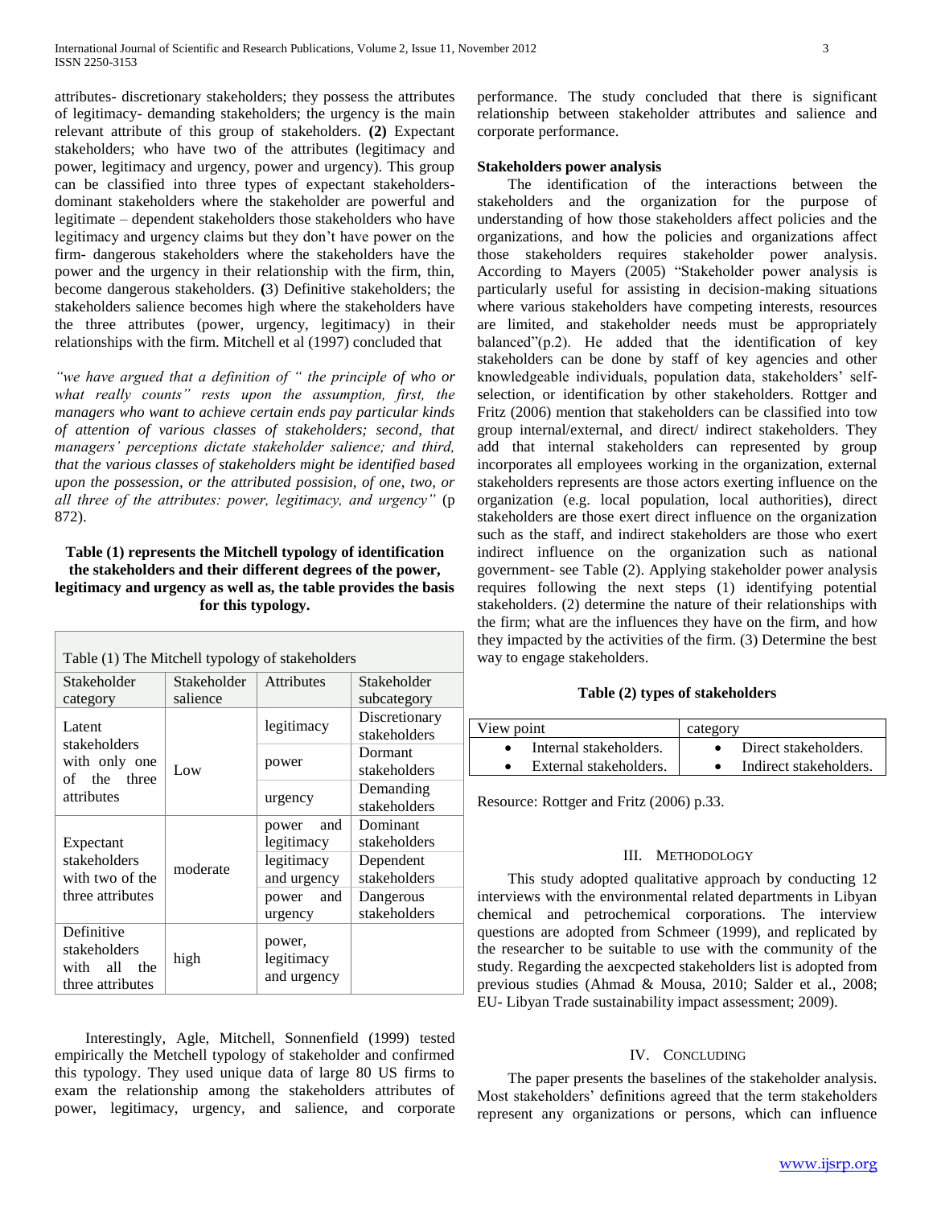attributes- discretionary stakeholders; they possess the attributes of legitimacy- demanding stakeholders; the urgency is the main relevant attribute of this group of stakeholders. **(2)** Expectant stakeholders; who have two of the attributes (legitimacy and power, legitimacy and urgency, power and urgency). This group can be classified into three types of expectant stakeholders- dominant stakeholders where the stakeholder are powerful and legitimate – dependent stakeholders those stakeholders who have legitimacy and urgency claims but they don't have power on the firm- dangerous stakeholders where the stakeholders have the power and the urgency in their relationship with the firm, thin, become dangerous stakeholders. **(**3) Definitive stakeholders; the stakeholders salience becomes high where the stakeholders have the three attributes (power, urgency, legitimacy) in their relationships with the firm. Mitchell et al (1997) concluded that

*"we have argued that a definition of " the principle of who or what really counts" rests upon the assumption, first, the managers who want to achieve certain ends pay particular kinds of attention of various classes of stakeholders; second, that managers' perceptions dictate stakeholder salience; and third, that the various classes of stakeholders might be identified based upon the possession, or the attributed possision, of one, two, or all three of the attributes: power, legitimacy, and urgency"* (p 872).

**Table (1) represents the Mitchell typology of identification the stakeholders and their different degrees of the power, legitimacy and urgency as well as, the table provides the basis for this typology.**

Table (1) The Mitchell typology of stakeholders

| Stakeholder category | Stakeholder salience | Attributes | Stakeholder subcategory |
|---|---|---|---|
| Latent stakeholders with only one of the three attributes | Low | legitimacy | Discretionary stakeholders |
| | | power | Dormant stakeholders |
| | | urgency | Demanding stakeholders |
| Expectant stakeholders with two of the three attributes | moderate | power and legitimacy | Dominant stakeholders |
| | | legitimacy and urgency | Dependent stakeholders |
| | | power and urgency | Dangerous stakeholders |
| Definitive stakeholders with all the three attributes | high | power, legitimacy and urgency | |

Interestingly, Agle, Mitchell, Sonnenfield (1999) tested empirically the Metchell typology of stakeholder and confirmed this typology. They used unique data of large 80 US firms to exam the relationship among the stakeholders attributes of power, legitimacy, urgency, and salience, and corporate performance. The study concluded that there is significant relationship between stakeholder attributes and salience and corporate performance.

**Stakeholders power analysis**

The identification of the interactions between the stakeholders and the organization for the purpose of understanding of how those stakeholders affect policies and the organizations, and how the policies and organizations affect those stakeholders requires stakeholder power analysis. According to Mayers (2005) "Stakeholder power analysis is particularly useful for assisting in decision-making situations where various stakeholders have competing interests, resources are limited, and stakeholder needs must be appropriately balanced"(p.2). He added that the identification of key stakeholders can be done by staff of key agencies and other knowledgeable individuals, population data, stakeholders' self-selection, or identification by other stakeholders. Rottger and Fritz (2006) mention that stakeholders can be classified into tow group internal/external, and direct/ indirect stakeholders. They add that internal stakeholders can represented by group incorporates all employees working in the organization, external stakeholders represents are those actors exerting influence on the organization (e.g. local population, local authorities), direct stakeholders are those exert direct influence on the organization such as the staff, and indirect stakeholders are those who exert indirect influence on the organization such as national government- see Table (2). Applying stakeholder power analysis requires following the next steps (1) identifying potential stakeholders. (2) determine the nature of their relationships with the firm; what are the influences they have on the firm, and how they impacted by the activities of the firm. (3) Determine the best way to engage stakeholders.

**Table (2) types of stakeholders**

| View point | category |
|---|---|
| • Internal stakeholders.<br>• External stakeholders. | • Direct stakeholders.<br>• Indirect stakeholders. |

Resource: Rottger and Fritz (2006) p.33.

## III. Methodology

This study adopted qualitative approach by conducting 12 interviews with the environmental related departments in Libyan chemical and petrochemical corporations. The interview questions are adopted from Schmeer (1999), and replicated by the researcher to be suitable to use with the community of the study. Regarding the aexcpected stakeholders list is adopted from previous studies (Ahmad & Mousa, 2010; Salder et al., 2008; EU- Libyan Trade sustainability impact assessment; 2009).

## IV. Concluding

The paper presents the baselines of the stakeholder analysis. Most stakeholders' definitions agreed that the term stakeholders represent any organizations or persons, which can influence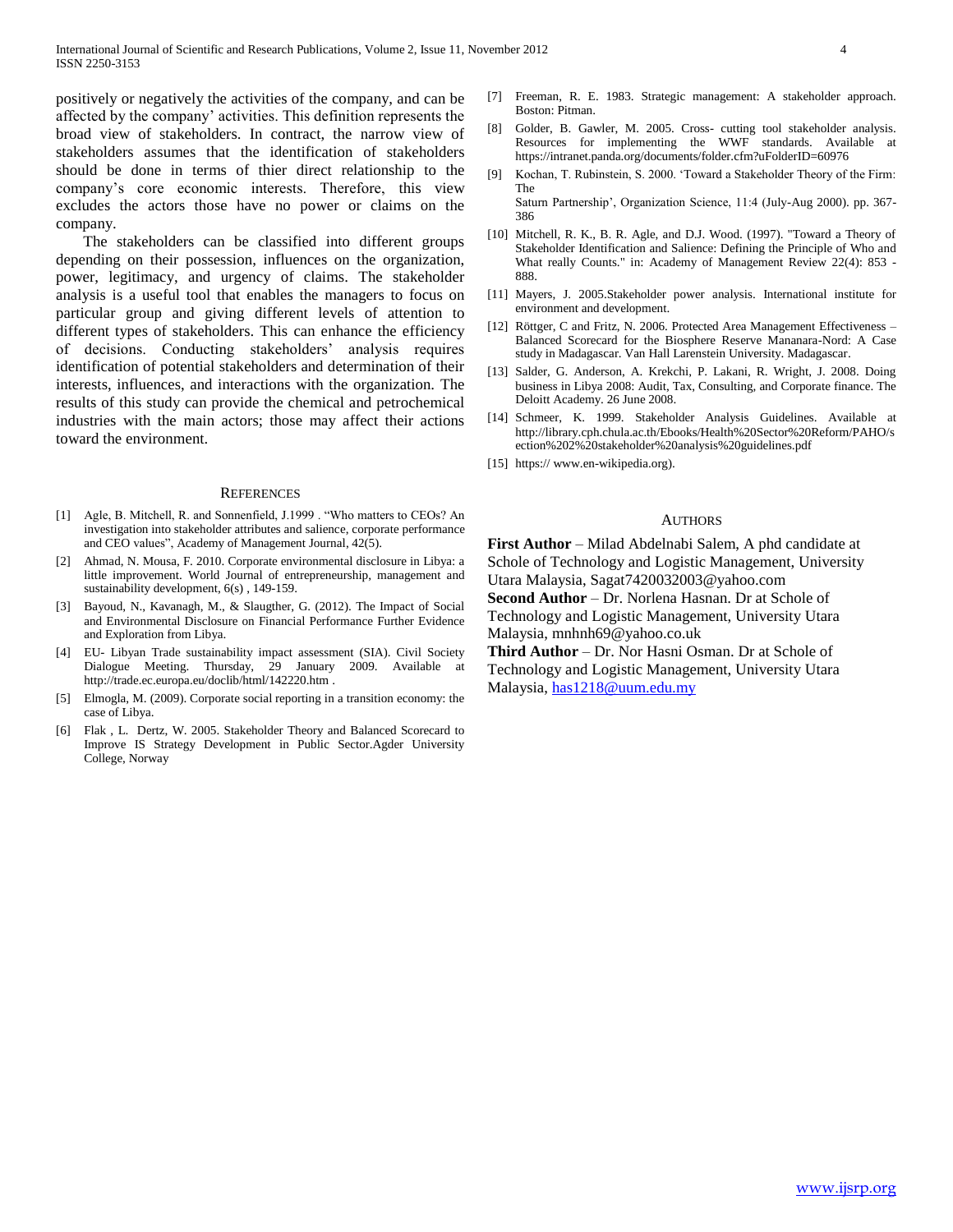positively or negatively the activities of the company, and can be affected by the company' activities. This definition represents the broad view of stakeholders. In contract, the narrow view of stakeholders assumes that the identification of stakeholders should be done in terms of thier direct relationship to the company's core economic interests. Therefore, this view excludes the actors those have no power or claims on the company.

The stakeholders can be classified into different groups depending on their possession, influences on the organization, power, legitimacy, and urgency of claims. The stakeholder analysis is a useful tool that enables the managers to focus on particular group and giving different levels of attention to different types of stakeholders. This can enhance the efficiency of decisions. Conducting stakeholders' analysis requires identification of potential stakeholders and determination of their interests, influences, and interactions with the organization. The results of this study can provide the chemical and petrochemical industries with the main actors; those may affect their actions toward the environment.

## REFERENCES

[1] Agle, B. Mitchell, R. and Sonnenfield, J.1999 . "Who matters to CEOs? An investigation into stakeholder attributes and salience, corporate performance and CEO values", Academy of Management Journal, 42(5).

[2] Ahmad, N. Mousa, F. 2010. Corporate environmental disclosure in Libya: a little improvement. World Journal of entrepreneurship, management and sustainability development, 6(s) , 149-159.

[3] Bayoud, N., Kavanagh, M., & Slaugther, G. (2012). The Impact of Social and Environmental Disclosure on Financial Performance Further Evidence and Exploration from Libya.

[4] EU- Libyan Trade sustainability impact assessment (SIA). Civil Society Dialogue Meeting. Thursday, 29 January 2009. Available at http://trade.ec.europa.eu/doclib/html/142220.htm .

[5] Elmogla, M. (2009). Corporate social reporting in a transition economy: the case of Libya.

[6] Flak , L. Dertz, W. 2005. Stakeholder Theory and Balanced Scorecard to Improve IS Strategy Development in Public Sector.Agder University College, Norway

[7] Freeman, R. E. 1983. Strategic management: A stakeholder approach. Boston: Pitman.

[8] Golder, B. Gawler, M. 2005. Cross- cutting tool stakeholder analysis. Resources for implementing the WWF standards. Available at https://intranet.panda.org/documents/folder.cfm?uFolderID=60976

[9] Kochan, T. Rubinstein, S. 2000. 'Toward a Stakeholder Theory of the Firm: The Saturn Partnership', Organization Science, 11:4 (July-Aug 2000). pp. 367-386

[10] Mitchell, R. K., B. R. Agle, and D.J. Wood. (1997). "Toward a Theory of Stakeholder Identification and Salience: Defining the Principle of Who and What really Counts." in: Academy of Management Review 22(4): 853 - 888.

[11] Mayers, J. 2005.Stakeholder power analysis. International institute for environment and development.

[12] Röttger, C and Fritz, N. 2006. Protected Area Management Effectiveness – Balanced Scorecard for the Biosphere Reserve Mananara-Nord: A Case study in Madagascar. Van Hall Larenstein University. Madagascar.

[13] Salder, G. Anderson, A. Krekchi, P. Lakani, R. Wright, J. 2008. Doing business in Libya 2008: Audit, Tax, Consulting, and Corporate finance. The Deloitt Academy. 26 June 2008.

[14] Schmeer, K. 1999. Stakeholder Analysis Guidelines. Available at http://library.cph.chula.ac.th/Ebooks/Health%20Sector%20Reform/PAHO/section%202%20stakeholder%20analysis%20guidelines.pdf

[15] https:// www.en-wikipedia.org).

## AUTHORS

**First Author** – Milad Abdelnabi Salem, A phd candidate at Schole of Technology and Logistic Management, University Utara Malaysia, Sagat7420032003@yahoo.com

**Second Author** – Dr. Norlena Hasnan. Dr at Schole of Technology and Logistic Management, University Utara Malaysia, mnhnh69@yahoo.co.uk

**Third Author** – Dr. Nor Hasni Osman. Dr at Schole of Technology and Logistic Management, University Utara Malaysia, has1218@uum.edu.my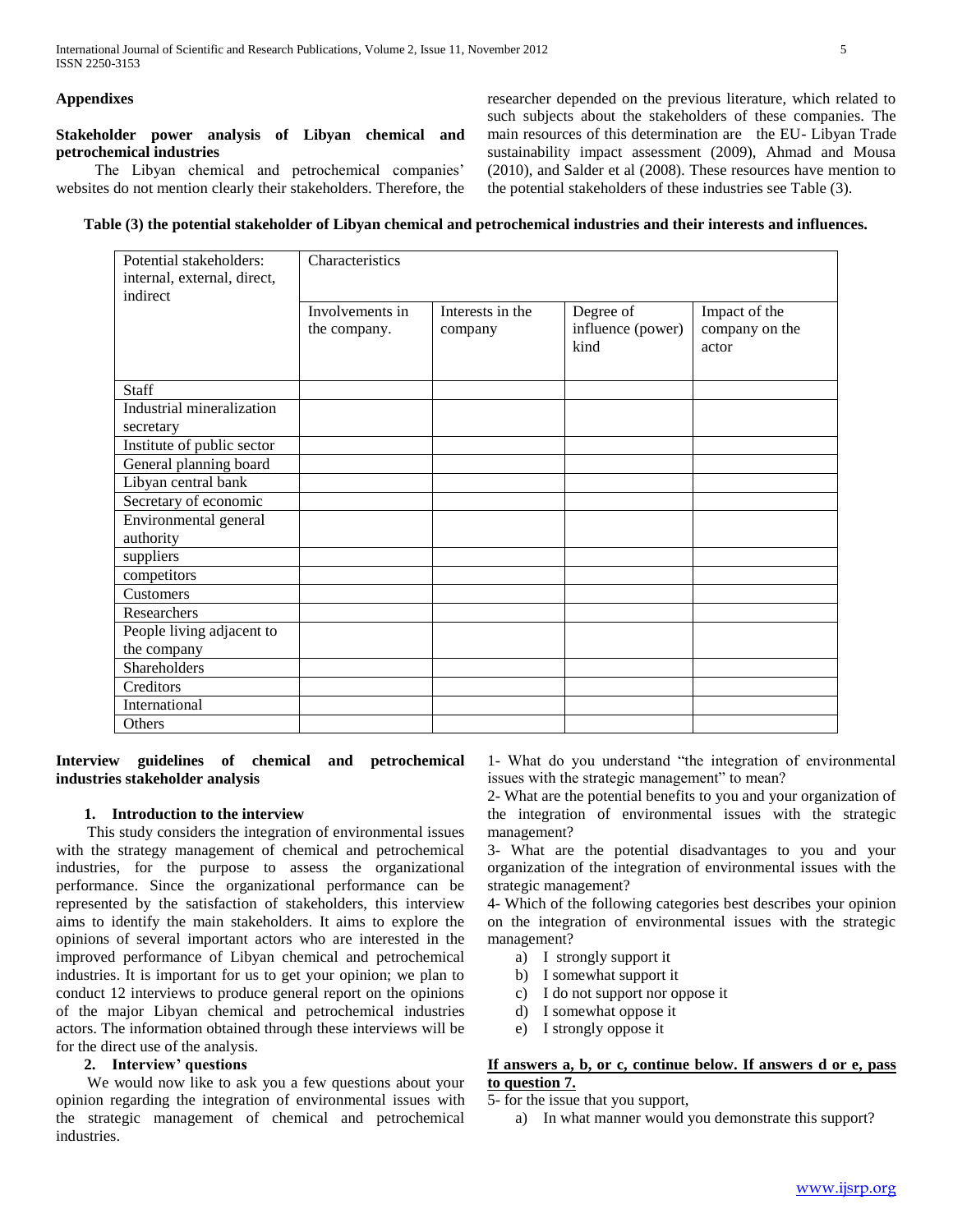## Appendixes

### Stakeholder power analysis of Libyan chemical and petrochemical industries

The Libyan chemical and petrochemical companies' websites do not mention clearly their stakeholders. Therefore, the researcher depended on the previous literature, which related to such subjects about the stakeholders of these companies. The main resources of this determination are the EU- Libyan Trade sustainability impact assessment (2009), Ahmad and Mousa (2010), and Salder et al (2008). These resources have mention to the potential stakeholders of these industries see Table (3).

**Table (3) the potential stakeholder of Libyan chemical and petrochemical industries and their interests and influences.**

| Potential stakeholders: internal, external, direct, indirect | Characteristics | | | |
|---|---|---|---|---|
| | Involvements in the company. | Interests in the company | Degree of influence (power) kind | Impact of the company on the actor |
| Staff | | | | |
| Industrial mineralization secretary | | | | |
| Institute of public sector | | | | |
| General planning board | | | | |
| Libyan central bank | | | | |
| Secretary of economic | | | | |
| Environmental general authority | | | | |
| suppliers | | | | |
| competitors | | | | |
| Customers | | | | |
| Researchers | | | | |
| People living adjacent to the company | | | | |
| Shareholders | | | | |
| Creditors | | | | |
| International | | | | |
| Others | | | | |

### Interview guidelines of chemical and petrochemical industries stakeholder analysis

#### 1. Introduction to the interview

This study considers the integration of environmental issues with the strategy management of chemical and petrochemical industries, for the purpose to assess the organizational performance. Since the organizational performance can be represented by the satisfaction of stakeholders, this interview aims to identify the main stakeholders. It aims to explore the opinions of several important actors who are interested in the improved performance of Libyan chemical and petrochemical industries. It is important for us to get your opinion; we plan to conduct 12 interviews to produce general report on the opinions of the major Libyan chemical and petrochemical industries actors. The information obtained through these interviews will be for the direct use of the analysis.

#### 2. Interview' questions

We would now like to ask you a few questions about your opinion regarding the integration of environmental issues with the strategic management of chemical and petrochemical industries.

1- What do you understand "the integration of environmental issues with the strategic management" to mean?

2- What are the potential benefits to you and your organization of the integration of environmental issues with the strategic management?

3- What are the potential disadvantages to you and your organization of the integration of environmental issues with the strategic management?

4- Which of the following categories best describes your opinion on the integration of environmental issues with the strategic management?

a) I strongly support it
b) I somewhat support it
c) I do not support nor oppose it
d) I somewhat oppose it
e) I strongly oppose it

**If answers a, b, or c, continue below. If answers d or e, pass to question 7.**

5- for the issue that you support,

a) In what manner would you demonstrate this support?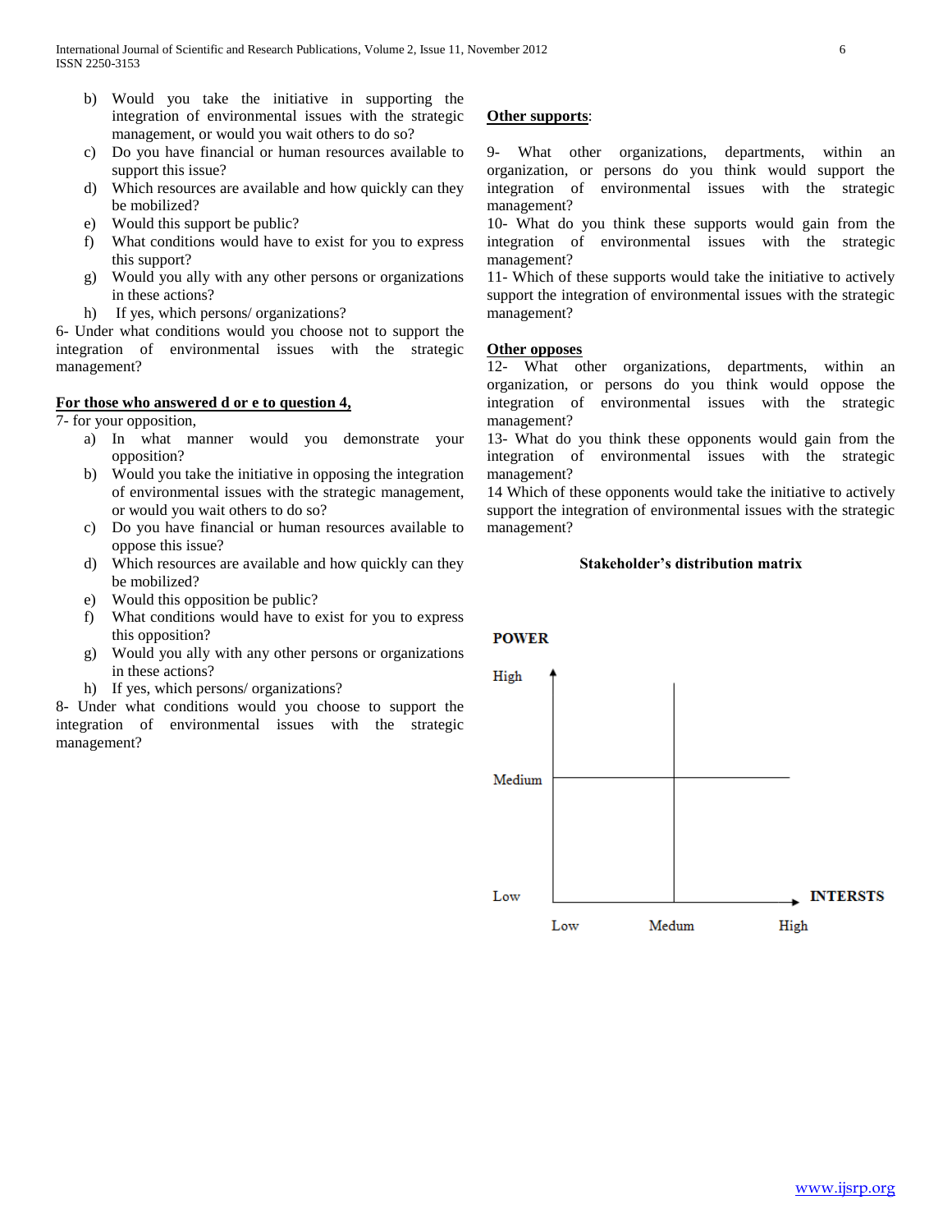b) Would you take the initiative in supporting the integration of environmental issues with the strategic management, or would you wait others to do so?
c) Do you have financial or human resources available to support this issue?
d) Which resources are available and how quickly can they be mobilized?
e) Would this support be public?
f) What conditions would have to exist for you to express this support?
g) Would you ally with any other persons or organizations in these actions?
h) If yes, which persons/ organizations?

6- Under what conditions would you choose not to support the integration of environmental issues with the strategic management?

**For those who answered d or e to question 4,**

7- for your opposition,

a) In what manner would you demonstrate your opposition?
b) Would you take the initiative in opposing the integration of environmental issues with the strategic management, or would you wait others to do so?
c) Do you have financial or human resources available to oppose this issue?
d) Which resources are available and how quickly can they be mobilized?
e) Would this opposition be public?
f) What conditions would have to exist for you to express this opposition?
g) Would you ally with any other persons or organizations in these actions?
h) If yes, which persons/ organizations?

8- Under what conditions would you choose to support the integration of environmental issues with the strategic management?

**Other supports**:

9- What other organizations, departments, within an organization, or persons do you think would support the integration of environmental issues with the strategic management?

10- What do you think these supports would gain from the integration of environmental issues with the strategic management?

11- Which of these supports would take the initiative to actively support the integration of environmental issues with the strategic management?

**Other opposes**

12- What other organizations, departments, within an organization, or persons do you think would oppose the integration of environmental issues with the strategic management?

13- What do you think these opponents would gain from the integration of environmental issues with the strategic management?

14 Which of these opponents would take the initiative to actively support the integration of environmental issues with the strategic management?

**Stakeholder's distribution matrix**

POWER
High
Medium
Low
INTERSTS
Low
Medum
High